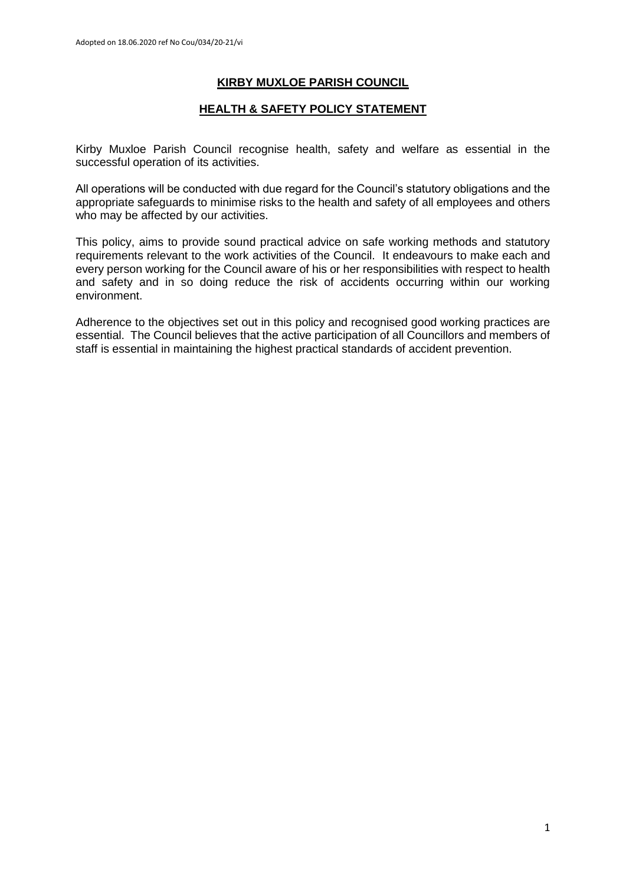Adopted on 18.06.2020 ref No Cou/034/20-21/vi

# KIRBY MUXLOE PARISH COUNCIL

## HEALTH & SAFETY POLICY STATEMENT

Kirby Muxloe Parish Council recognise health, safety and welfare as essential in the successful operation of its activities.

All operations will be conducted with due regard for the Council's statutory obligations and the appropriate safeguards to minimise risks to the health and safety of all employees and others who may be affected by our activities.

This policy, aims to provide sound practical advice on safe working methods and statutory requirements relevant to the work activities of the Council. It endeavours to make each and every person working for the Council aware of his or her responsibilities with respect to health and safety and in so doing reduce the risk of accidents occurring within our working environment.

Adherence to the objectives set out in this policy and recognised good working practices are essential. The Council believes that the active participation of all Councillors and members of staff is essential in maintaining the highest practical standards of accident prevention.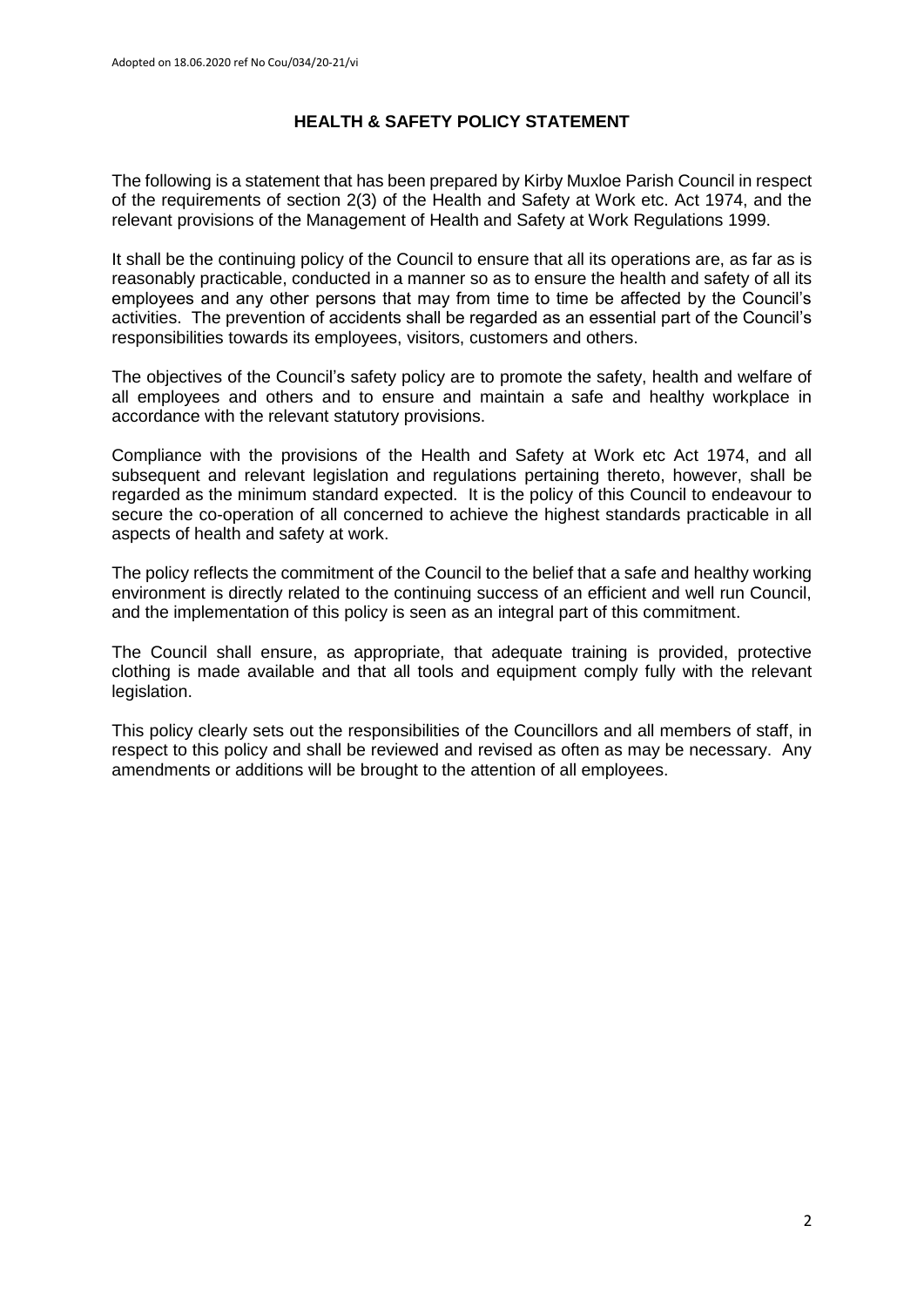Adopted on 18.06.2020 ref No Cou/034/20-21/vi

## HEALTH & SAFETY POLICY STATEMENT

The following is a statement that has been prepared by Kirby Muxloe Parish Council in respect of the requirements of section 2(3) of the Health and Safety at Work etc. Act 1974, and the relevant provisions of the Management of Health and Safety at Work Regulations 1999.

It shall be the continuing policy of the Council to ensure that all its operations are, as far as is reasonably practicable, conducted in a manner so as to ensure the health and safety of all its employees and any other persons that may from time to time be affected by the Council's activities. The prevention of accidents shall be regarded as an essential part of the Council's responsibilities towards its employees, visitors, customers and others.

The objectives of the Council's safety policy are to promote the safety, health and welfare of all employees and others and to ensure and maintain a safe and healthy workplace in accordance with the relevant statutory provisions.

Compliance with the provisions of the Health and Safety at Work etc Act 1974, and all subsequent and relevant legislation and regulations pertaining thereto, however, shall be regarded as the minimum standard expected. It is the policy of this Council to endeavour to secure the co-operation of all concerned to achieve the highest standards practicable in all aspects of health and safety at work.

The policy reflects the commitment of the Council to the belief that a safe and healthy working environment is directly related to the continuing success of an efficient and well run Council, and the implementation of this policy is seen as an integral part of this commitment.

The Council shall ensure, as appropriate, that adequate training is provided, protective clothing is made available and that all tools and equipment comply fully with the relevant legislation.

This policy clearly sets out the responsibilities of the Councillors and all members of staff, in respect to this policy and shall be reviewed and revised as often as may be necessary. Any amendments or additions will be brought to the attention of all employees.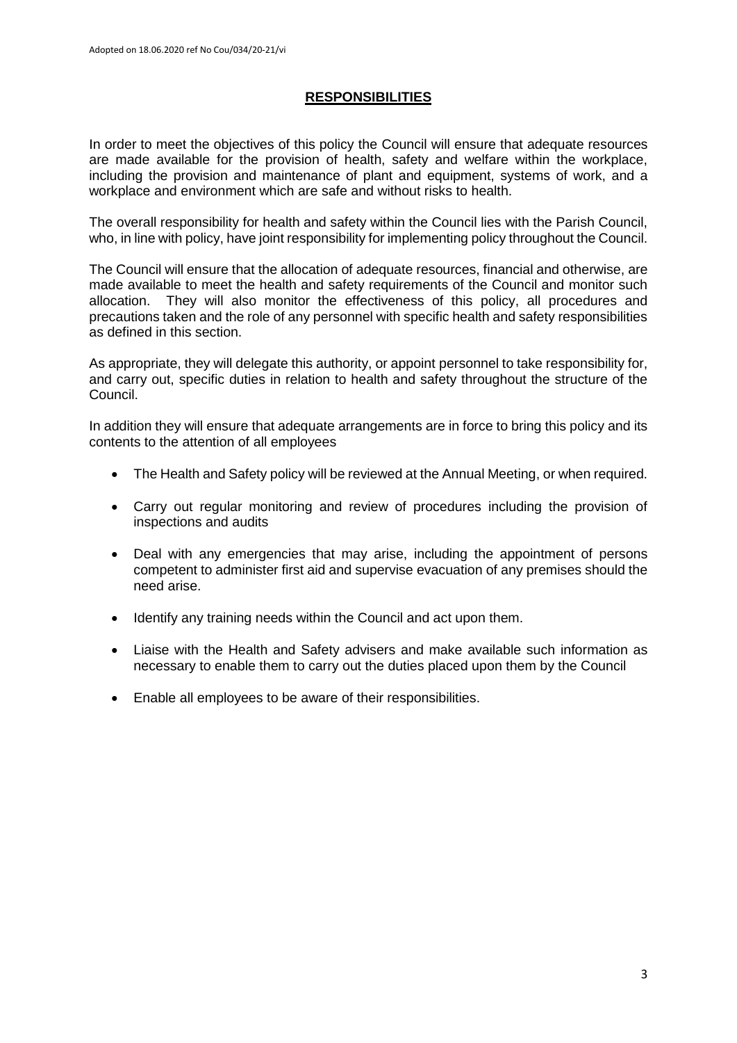## RESPONSIBILITIES

In order to meet the objectives of this policy the Council will ensure that adequate resources are made available for the provision of health, safety and welfare within the workplace, including the provision and maintenance of plant and equipment, systems of work, and a workplace and environment which are safe and without risks to health.

The overall responsibility for health and safety within the Council lies with the Parish Council, who, in line with policy, have joint responsibility for implementing policy throughout the Council.

The Council will ensure that the allocation of adequate resources, financial and otherwise, are made available to meet the health and safety requirements of the Council and monitor such allocation. They will also monitor the effectiveness of this policy, all procedures and precautions taken and the role of any personnel with specific health and safety responsibilities as defined in this section.

As appropriate, they will delegate this authority, or appoint personnel to take responsibility for, and carry out, specific duties in relation to health and safety throughout the structure of the Council.

In addition they will ensure that adequate arrangements are in force to bring this policy and its contents to the attention of all employees

- The Health and Safety policy will be reviewed at the Annual Meeting, or when required.
- Carry out regular monitoring and review of procedures including the provision of inspections and audits
- Deal with any emergencies that may arise, including the appointment of persons competent to administer first aid and supervise evacuation of any premises should the need arise.
- Identify any training needs within the Council and act upon them.
- Liaise with the Health and Safety advisers and make available such information as necessary to enable them to carry out the duties placed upon them by the Council
- Enable all employees to be aware of their responsibilities.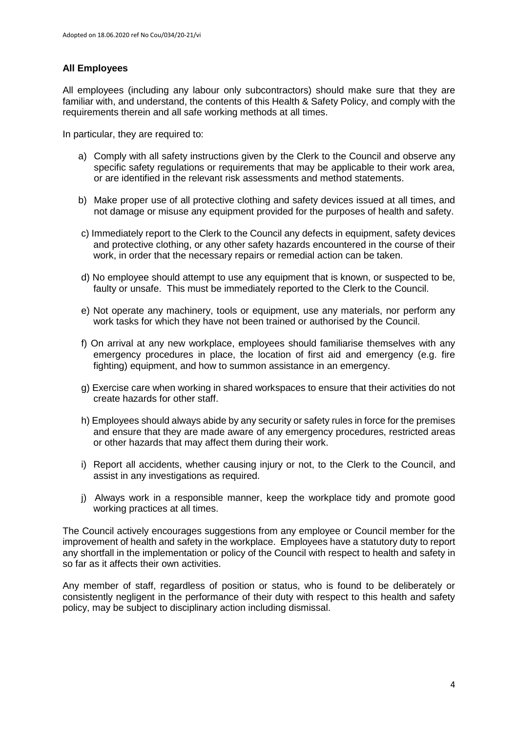## All Employees

All employees (including any labour only subcontractors) should make sure that they are familiar with, and understand, the contents of this Health & Safety Policy, and comply with the requirements therein and all safe working methods at all times.

In particular, they are required to:

a) Comply with all safety instructions given by the Clerk to the Council and observe any specific safety regulations or requirements that may be applicable to their work area, or are identified in the relevant risk assessments and method statements.

b) Make proper use of all protective clothing and safety devices issued at all times, and not damage or misuse any equipment provided for the purposes of health and safety.

c) Immediately report to the Clerk to the Council any defects in equipment, safety devices and protective clothing, or any other safety hazards encountered in the course of their work, in order that the necessary repairs or remedial action can be taken.

d) No employee should attempt to use any equipment that is known, or suspected to be, faulty or unsafe. This must be immediately reported to the Clerk to the Council.

e) Not operate any machinery, tools or equipment, use any materials, nor perform any work tasks for which they have not been trained or authorised by the Council.

f) On arrival at any new workplace, employees should familiarise themselves with any emergency procedures in place, the location of first aid and emergency (e.g. fire fighting) equipment, and how to summon assistance in an emergency.

g) Exercise care when working in shared workspaces to ensure that their activities do not create hazards for other staff.

h) Employees should always abide by any security or safety rules in force for the premises and ensure that they are made aware of any emergency procedures, restricted areas or other hazards that may affect them during their work.

i) Report all accidents, whether causing injury or not, to the Clerk to the Council, and assist in any investigations as required.

j) Always work in a responsible manner, keep the workplace tidy and promote good working practices at all times.

The Council actively encourages suggestions from any employee or Council member for the improvement of health and safety in the workplace. Employees have a statutory duty to report any shortfall in the implementation or policy of the Council with respect to health and safety in so far as it affects their own activities.

Any member of staff, regardless of position or status, who is found to be deliberately or consistently negligent in the performance of their duty with respect to this health and safety policy, may be subject to disciplinary action including dismissal.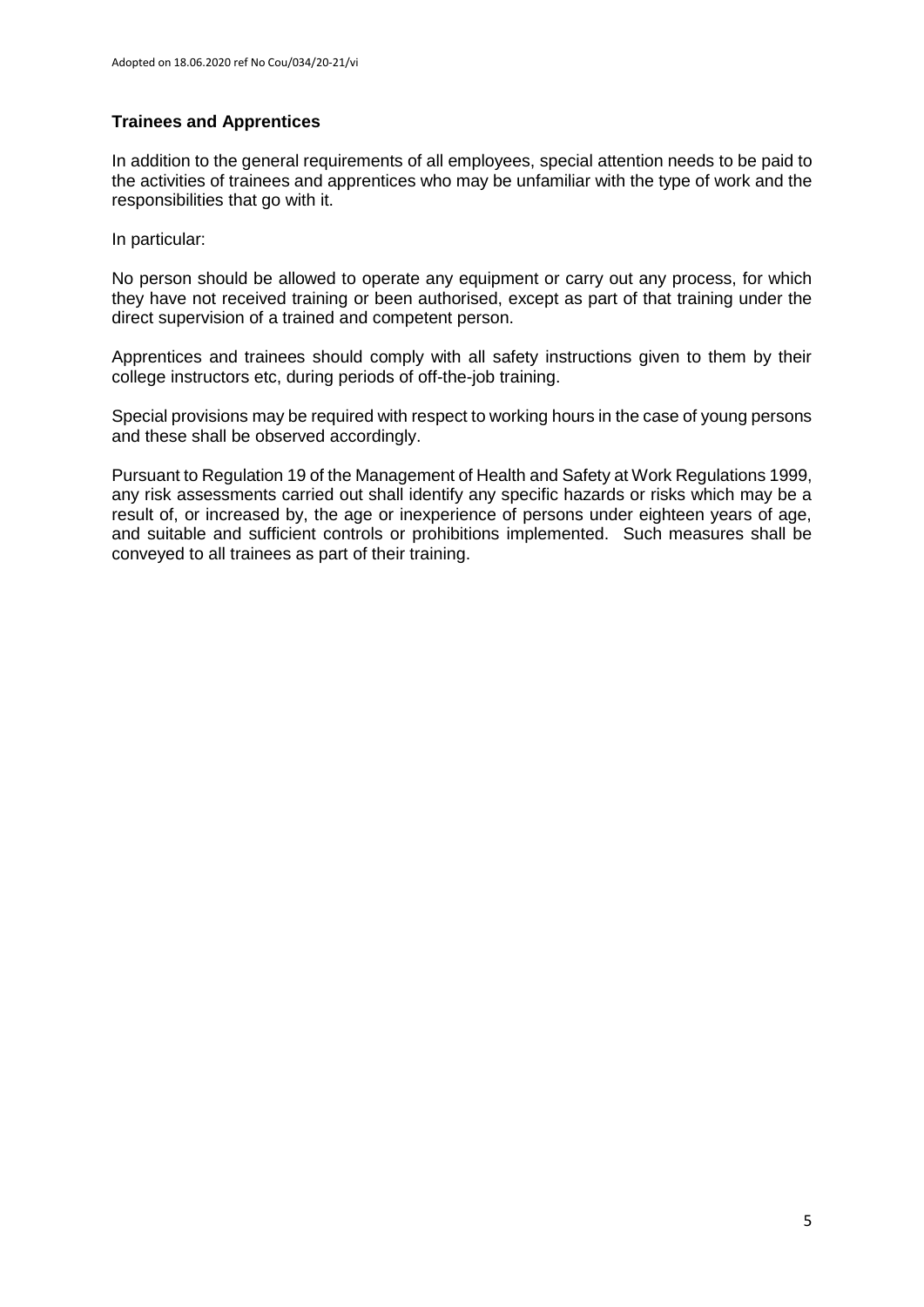## Trainees and Apprentices

In addition to the general requirements of all employees, special attention needs to be paid to the activities of trainees and apprentices who may be unfamiliar with the type of work and the responsibilities that go with it.

In particular:

No person should be allowed to operate any equipment or carry out any process, for which they have not received training or been authorised, except as part of that training under the direct supervision of a trained and competent person.

Apprentices and trainees should comply with all safety instructions given to them by their college instructors etc, during periods of off-the-job training.

Special provisions may be required with respect to working hours in the case of young persons and these shall be observed accordingly.

Pursuant to Regulation 19 of the Management of Health and Safety at Work Regulations 1999, any risk assessments carried out shall identify any specific hazards or risks which may be a result of, or increased by, the age or inexperience of persons under eighteen years of age, and suitable and sufficient controls or prohibitions implemented. Such measures shall be conveyed to all trainees as part of their training.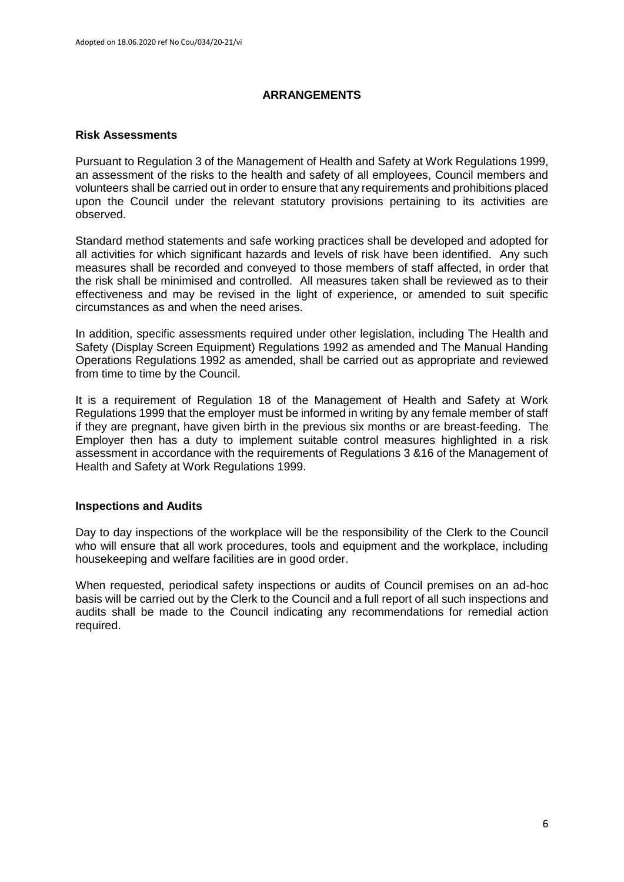## ARRANGEMENTS

### Risk Assessments

Pursuant to Regulation 3 of the Management of Health and Safety at Work Regulations 1999, an assessment of the risks to the health and safety of all employees, Council members and volunteers shall be carried out in order to ensure that any requirements and prohibitions placed upon the Council under the relevant statutory provisions pertaining to its activities are observed.

Standard method statements and safe working practices shall be developed and adopted for all activities for which significant hazards and levels of risk have been identified. Any such measures shall be recorded and conveyed to those members of staff affected, in order that the risk shall be minimised and controlled. All measures taken shall be reviewed as to their effectiveness and may be revised in the light of experience, or amended to suit specific circumstances as and when the need arises.

In addition, specific assessments required under other legislation, including The Health and Safety (Display Screen Equipment) Regulations 1992 as amended and The Manual Handing Operations Regulations 1992 as amended, shall be carried out as appropriate and reviewed from time to time by the Council.

It is a requirement of Regulation 18 of the Management of Health and Safety at Work Regulations 1999 that the employer must be informed in writing by any female member of staff if they are pregnant, have given birth in the previous six months or are breast-feeding. The Employer then has a duty to implement suitable control measures highlighted in a risk assessment in accordance with the requirements of Regulations 3 &16 of the Management of Health and Safety at Work Regulations 1999.

### Inspections and Audits

Day to day inspections of the workplace will be the responsibility of the Clerk to the Council who will ensure that all work procedures, tools and equipment and the workplace, including housekeeping and welfare facilities are in good order.

When requested, periodical safety inspections or audits of Council premises on an ad-hoc basis will be carried out by the Clerk to the Council and a full report of all such inspections and audits shall be made to the Council indicating any recommendations for remedial action required.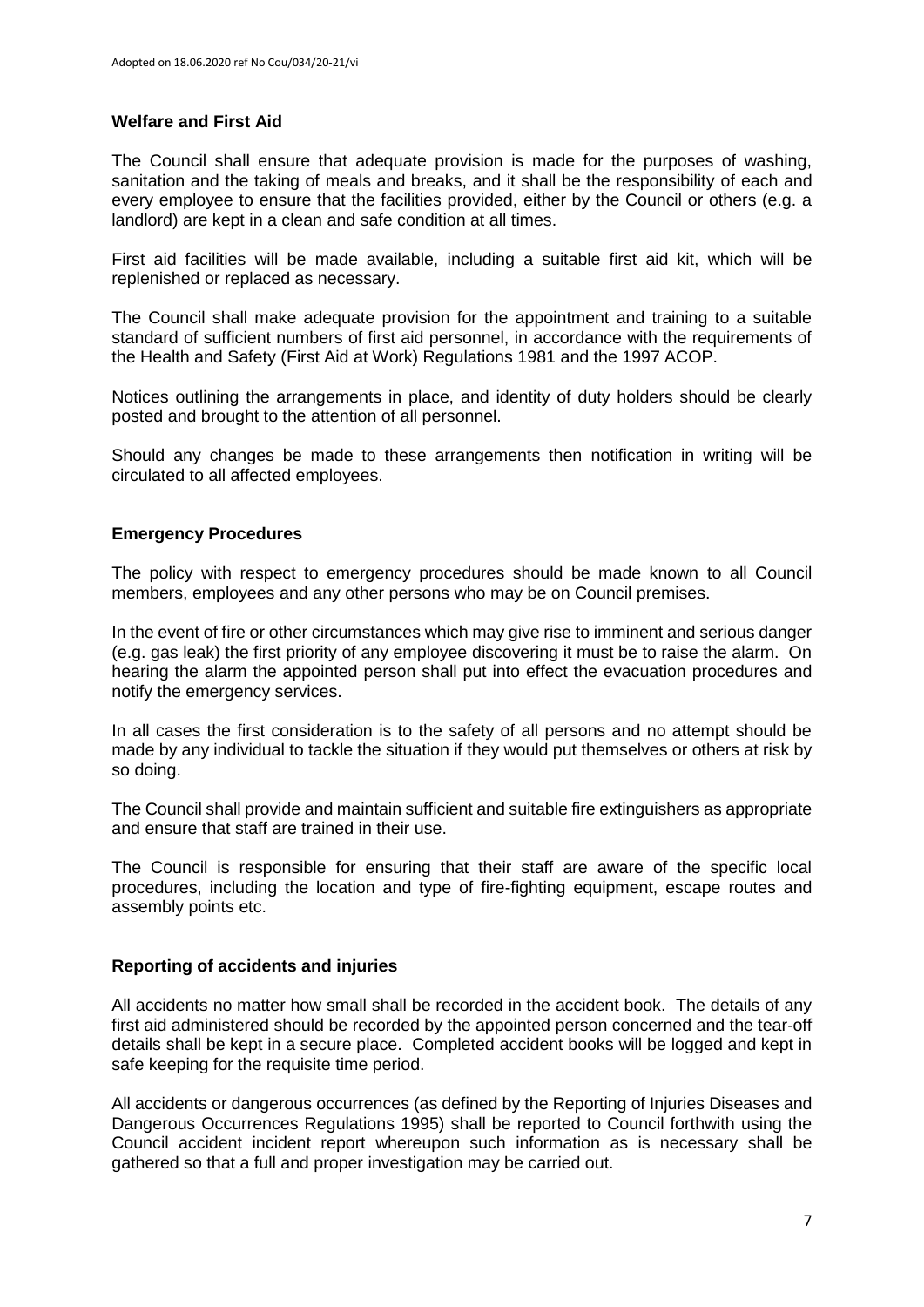### Welfare and First Aid

The Council shall ensure that adequate provision is made for the purposes of washing, sanitation and the taking of meals and breaks, and it shall be the responsibility of each and every employee to ensure that the facilities provided, either by the Council or others (e.g. a landlord) are kept in a clean and safe condition at all times.

First aid facilities will be made available, including a suitable first aid kit, which will be replenished or replaced as necessary.

The Council shall make adequate provision for the appointment and training to a suitable standard of sufficient numbers of first aid personnel, in accordance with the requirements of the Health and Safety (First Aid at Work) Regulations 1981 and the 1997 ACOP.

Notices outlining the arrangements in place, and identity of duty holders should be clearly posted and brought to the attention of all personnel.

Should any changes be made to these arrangements then notification in writing will be circulated to all affected employees.

### Emergency Procedures

The policy with respect to emergency procedures should be made known to all Council members, employees and any other persons who may be on Council premises.

In the event of fire or other circumstances which may give rise to imminent and serious danger (e.g. gas leak) the first priority of any employee discovering it must be to raise the alarm. On hearing the alarm the appointed person shall put into effect the evacuation procedures and notify the emergency services.

In all cases the first consideration is to the safety of all persons and no attempt should be made by any individual to tackle the situation if they would put themselves or others at risk by so doing.

The Council shall provide and maintain sufficient and suitable fire extinguishers as appropriate and ensure that staff are trained in their use.

The Council is responsible for ensuring that their staff are aware of the specific local procedures, including the location and type of fire-fighting equipment, escape routes and assembly points etc.

### Reporting of accidents and injuries

All accidents no matter how small shall be recorded in the accident book. The details of any first aid administered should be recorded by the appointed person concerned and the tear-off details shall be kept in a secure place. Completed accident books will be logged and kept in safe keeping for the requisite time period.

All accidents or dangerous occurrences (as defined by the Reporting of Injuries Diseases and Dangerous Occurrences Regulations 1995) shall be reported to Council forthwith using the Council accident incident report whereupon such information as is necessary shall be gathered so that a full and proper investigation may be carried out.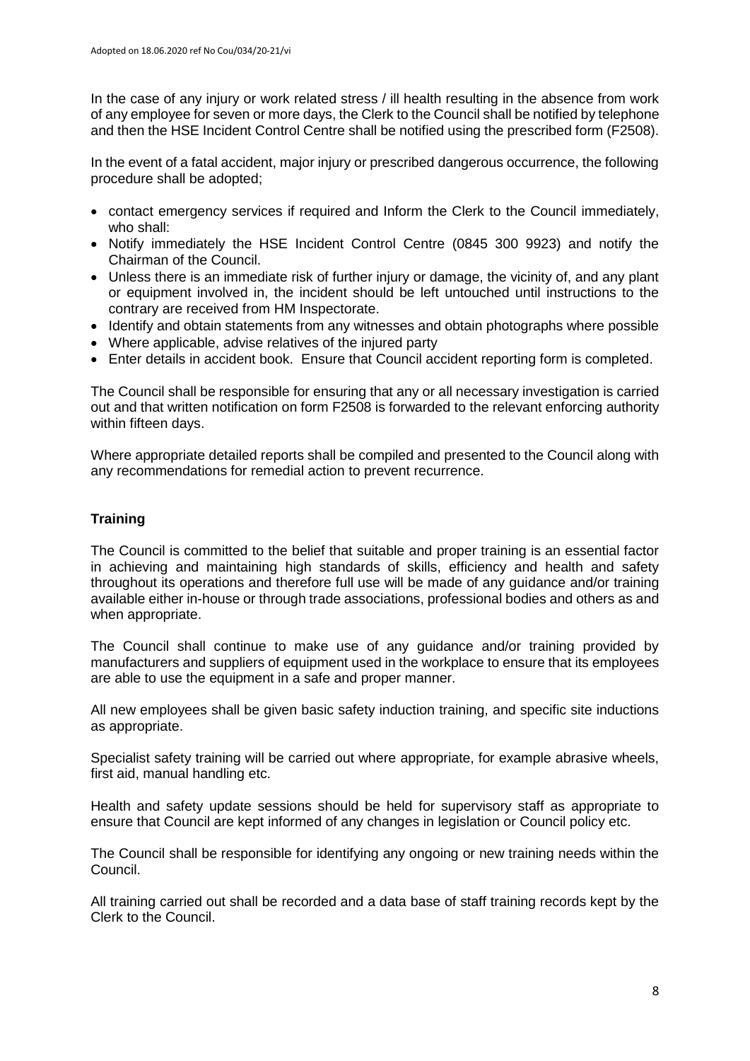In the case of any injury or work related stress / ill health resulting in the absence from work of any employee for seven or more days, the Clerk to the Council shall be notified by telephone and then the HSE Incident Control Centre shall be notified using the prescribed form (F2508).

In the event of a fatal accident, major injury or prescribed dangerous occurrence, the following procedure shall be adopted;

- contact emergency services if required and Inform the Clerk to the Council immediately, who shall:
- Notify immediately the HSE Incident Control Centre (0845 300 9923) and notify the Chairman of the Council.
- Unless there is an immediate risk of further injury or damage, the vicinity of, and any plant or equipment involved in, the incident should be left untouched until instructions to the contrary are received from HM Inspectorate.
- Identify and obtain statements from any witnesses and obtain photographs where possible
- Where applicable, advise relatives of the injured party
- Enter details in accident book. Ensure that Council accident reporting form is completed.

The Council shall be responsible for ensuring that any or all necessary investigation is carried out and that written notification on form F2508 is forwarded to the relevant enforcing authority within fifteen days.

Where appropriate detailed reports shall be compiled and presented to the Council along with any recommendations for remedial action to prevent recurrence.

## Training

The Council is committed to the belief that suitable and proper training is an essential factor in achieving and maintaining high standards of skills, efficiency and health and safety throughout its operations and therefore full use will be made of any guidance and/or training available either in-house or through trade associations, professional bodies and others as and when appropriate.

The Council shall continue to make use of any guidance and/or training provided by manufacturers and suppliers of equipment used in the workplace to ensure that its employees are able to use the equipment in a safe and proper manner.

All new employees shall be given basic safety induction training, and specific site inductions as appropriate.

Specialist safety training will be carried out where appropriate, for example abrasive wheels, first aid, manual handling etc.

Health and safety update sessions should be held for supervisory staff as appropriate to ensure that Council are kept informed of any changes in legislation or Council policy etc.

The Council shall be responsible for identifying any ongoing or new training needs within the Council.

All training carried out shall be recorded and a data base of staff training records kept by the Clerk to the Council.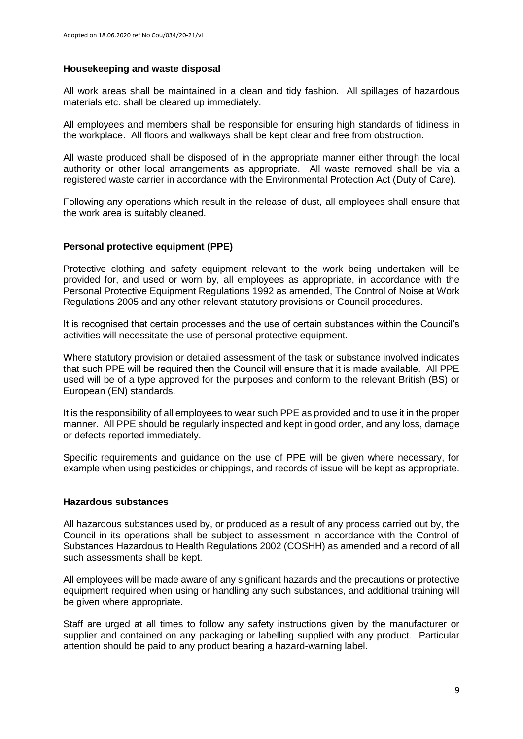## Housekeeping and waste disposal

All work areas shall be maintained in a clean and tidy fashion. All spillages of hazardous materials etc. shall be cleared up immediately.

All employees and members shall be responsible for ensuring high standards of tidiness in the workplace. All floors and walkways shall be kept clear and free from obstruction.

All waste produced shall be disposed of in the appropriate manner either through the local authority or other local arrangements as appropriate. All waste removed shall be via a registered waste carrier in accordance with the Environmental Protection Act (Duty of Care).

Following any operations which result in the release of dust, all employees shall ensure that the work area is suitably cleaned.

## Personal protective equipment (PPE)

Protective clothing and safety equipment relevant to the work being undertaken will be provided for, and used or worn by, all employees as appropriate, in accordance with the Personal Protective Equipment Regulations 1992 as amended, The Control of Noise at Work Regulations 2005 and any other relevant statutory provisions or Council procedures.

It is recognised that certain processes and the use of certain substances within the Council's activities will necessitate the use of personal protective equipment.

Where statutory provision or detailed assessment of the task or substance involved indicates that such PPE will be required then the Council will ensure that it is made available. All PPE used will be of a type approved for the purposes and conform to the relevant British (BS) or European (EN) standards.

It is the responsibility of all employees to wear such PPE as provided and to use it in the proper manner. All PPE should be regularly inspected and kept in good order, and any loss, damage or defects reported immediately.

Specific requirements and guidance on the use of PPE will be given where necessary, for example when using pesticides or chippings, and records of issue will be kept as appropriate.

## Hazardous substances

All hazardous substances used by, or produced as a result of any process carried out by, the Council in its operations shall be subject to assessment in accordance with the Control of Substances Hazardous to Health Regulations 2002 (COSHH) as amended and a record of all such assessments shall be kept.

All employees will be made aware of any significant hazards and the precautions or protective equipment required when using or handling any such substances, and additional training will be given where appropriate.

Staff are urged at all times to follow any safety instructions given by the manufacturer or supplier and contained on any packaging or labelling supplied with any product. Particular attention should be paid to any product bearing a hazard-warning label.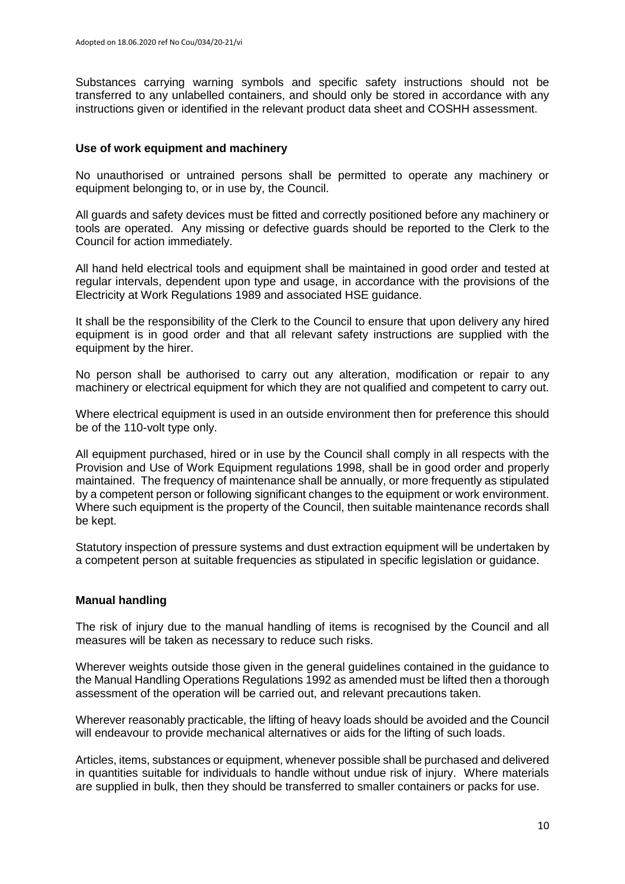Substances carrying warning symbols and specific safety instructions should not be transferred to any unlabelled containers, and should only be stored in accordance with any instructions given or identified in the relevant product data sheet and COSHH assessment.

**Use of work equipment and machinery**

No unauthorised or untrained persons shall be permitted to operate any machinery or equipment belonging to, or in use by, the Council.

All guards and safety devices must be fitted and correctly positioned before any machinery or tools are operated. Any missing or defective guards should be reported to the Clerk to the Council for action immediately.

All hand held electrical tools and equipment shall be maintained in good order and tested at regular intervals, dependent upon type and usage, in accordance with the provisions of the Electricity at Work Regulations 1989 and associated HSE guidance.

It shall be the responsibility of the Clerk to the Council to ensure that upon delivery any hired equipment is in good order and that all relevant safety instructions are supplied with the equipment by the hirer.

No person shall be authorised to carry out any alteration, modification or repair to any machinery or electrical equipment for which they are not qualified and competent to carry out.

Where electrical equipment is used in an outside environment then for preference this should be of the 110-volt type only.

All equipment purchased, hired or in use by the Council shall comply in all respects with the Provision and Use of Work Equipment regulations 1998, shall be in good order and properly maintained. The frequency of maintenance shall be annually, or more frequently as stipulated by a competent person or following significant changes to the equipment or work environment. Where such equipment is the property of the Council, then suitable maintenance records shall be kept.

Statutory inspection of pressure systems and dust extraction equipment will be undertaken by a competent person at suitable frequencies as stipulated in specific legislation or guidance.

**Manual handling**

The risk of injury due to the manual handling of items is recognised by the Council and all measures will be taken as necessary to reduce such risks.

Wherever weights outside those given in the general guidelines contained in the guidance to the Manual Handling Operations Regulations 1992 as amended must be lifted then a thorough assessment of the operation will be carried out, and relevant precautions taken.

Wherever reasonably practicable, the lifting of heavy loads should be avoided and the Council will endeavour to provide mechanical alternatives or aids for the lifting of such loads.

Articles, items, substances or equipment, whenever possible shall be purchased and delivered in quantities suitable for individuals to handle without undue risk of injury. Where materials are supplied in bulk, then they should be transferred to smaller containers or packs for use.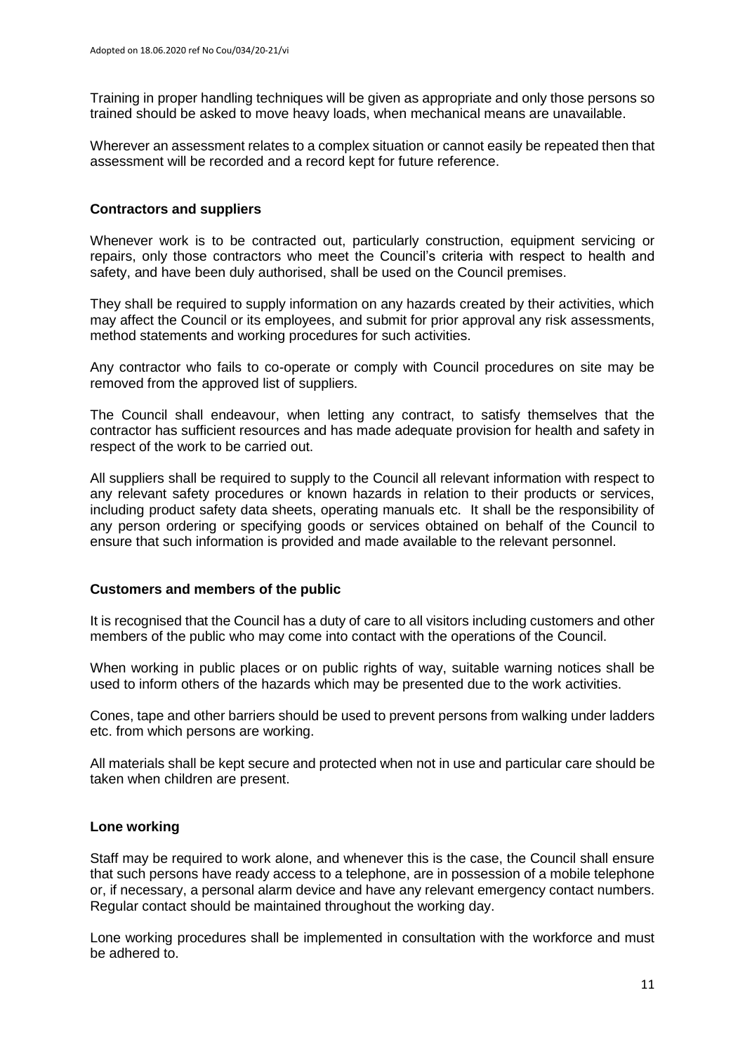Training in proper handling techniques will be given as appropriate and only those persons so trained should be asked to move heavy loads, when mechanical means are unavailable.

Wherever an assessment relates to a complex situation or cannot easily be repeated then that assessment will be recorded and a record kept for future reference.

## Contractors and suppliers

Whenever work is to be contracted out, particularly construction, equipment servicing or repairs, only those contractors who meet the Council's criteria with respect to health and safety, and have been duly authorised, shall be used on the Council premises.

They shall be required to supply information on any hazards created by their activities, which may affect the Council or its employees, and submit for prior approval any risk assessments, method statements and working procedures for such activities.

Any contractor who fails to co-operate or comply with Council procedures on site may be removed from the approved list of suppliers.

The Council shall endeavour, when letting any contract, to satisfy themselves that the contractor has sufficient resources and has made adequate provision for health and safety in respect of the work to be carried out.

All suppliers shall be required to supply to the Council all relevant information with respect to any relevant safety procedures or known hazards in relation to their products or services, including product safety data sheets, operating manuals etc. It shall be the responsibility of any person ordering or specifying goods or services obtained on behalf of the Council to ensure that such information is provided and made available to the relevant personnel.

## Customers and members of the public

It is recognised that the Council has a duty of care to all visitors including customers and other members of the public who may come into contact with the operations of the Council.

When working in public places or on public rights of way, suitable warning notices shall be used to inform others of the hazards which may be presented due to the work activities.

Cones, tape and other barriers should be used to prevent persons from walking under ladders etc. from which persons are working.

All materials shall be kept secure and protected when not in use and particular care should be taken when children are present.

## Lone working

Staff may be required to work alone, and whenever this is the case, the Council shall ensure that such persons have ready access to a telephone, are in possession of a mobile telephone or, if necessary, a personal alarm device and have any relevant emergency contact numbers. Regular contact should be maintained throughout the working day.

Lone working procedures shall be implemented in consultation with the workforce and must be adhered to.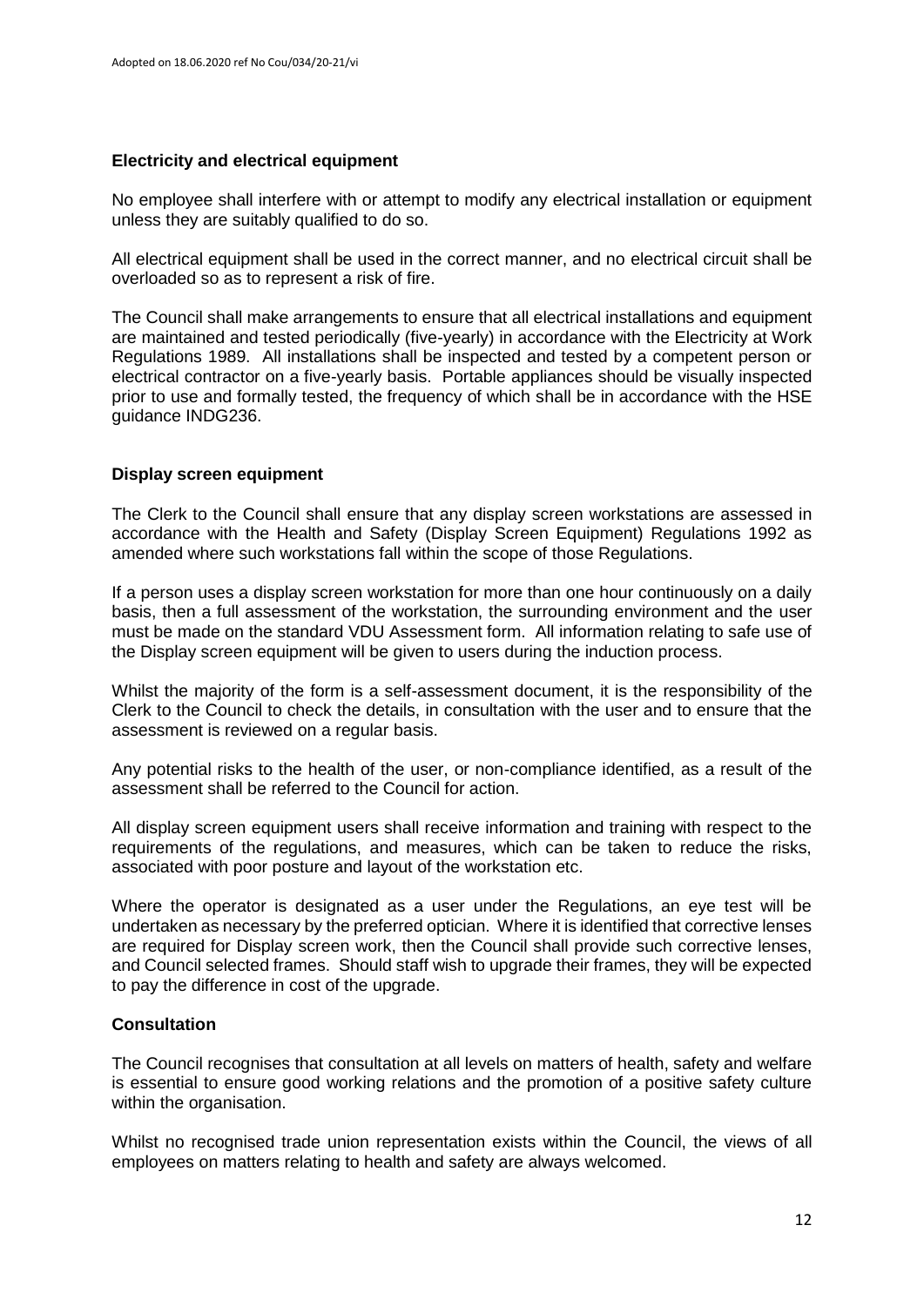## Electricity and electrical equipment

No employee shall interfere with or attempt to modify any electrical installation or equipment unless they are suitably qualified to do so.

All electrical equipment shall be used in the correct manner, and no electrical circuit shall be overloaded so as to represent a risk of fire.

The Council shall make arrangements to ensure that all electrical installations and equipment are maintained and tested periodically (five-yearly) in accordance with the Electricity at Work Regulations 1989. All installations shall be inspected and tested by a competent person or electrical contractor on a five-yearly basis. Portable appliances should be visually inspected prior to use and formally tested, the frequency of which shall be in accordance with the HSE guidance INDG236.

## Display screen equipment

The Clerk to the Council shall ensure that any display screen workstations are assessed in accordance with the Health and Safety (Display Screen Equipment) Regulations 1992 as amended where such workstations fall within the scope of those Regulations.

If a person uses a display screen workstation for more than one hour continuously on a daily basis, then a full assessment of the workstation, the surrounding environment and the user must be made on the standard VDU Assessment form. All information relating to safe use of the Display screen equipment will be given to users during the induction process.

Whilst the majority of the form is a self-assessment document, it is the responsibility of the Clerk to the Council to check the details, in consultation with the user and to ensure that the assessment is reviewed on a regular basis.

Any potential risks to the health of the user, or non-compliance identified, as a result of the assessment shall be referred to the Council for action.

All display screen equipment users shall receive information and training with respect to the requirements of the regulations, and measures, which can be taken to reduce the risks, associated with poor posture and layout of the workstation etc.

Where the operator is designated as a user under the Regulations, an eye test will be undertaken as necessary by the preferred optician. Where it is identified that corrective lenses are required for Display screen work, then the Council shall provide such corrective lenses, and Council selected frames. Should staff wish to upgrade their frames, they will be expected to pay the difference in cost of the upgrade.

## Consultation

The Council recognises that consultation at all levels on matters of health, safety and welfare is essential to ensure good working relations and the promotion of a positive safety culture within the organisation.

Whilst no recognised trade union representation exists within the Council, the views of all employees on matters relating to health and safety are always welcomed.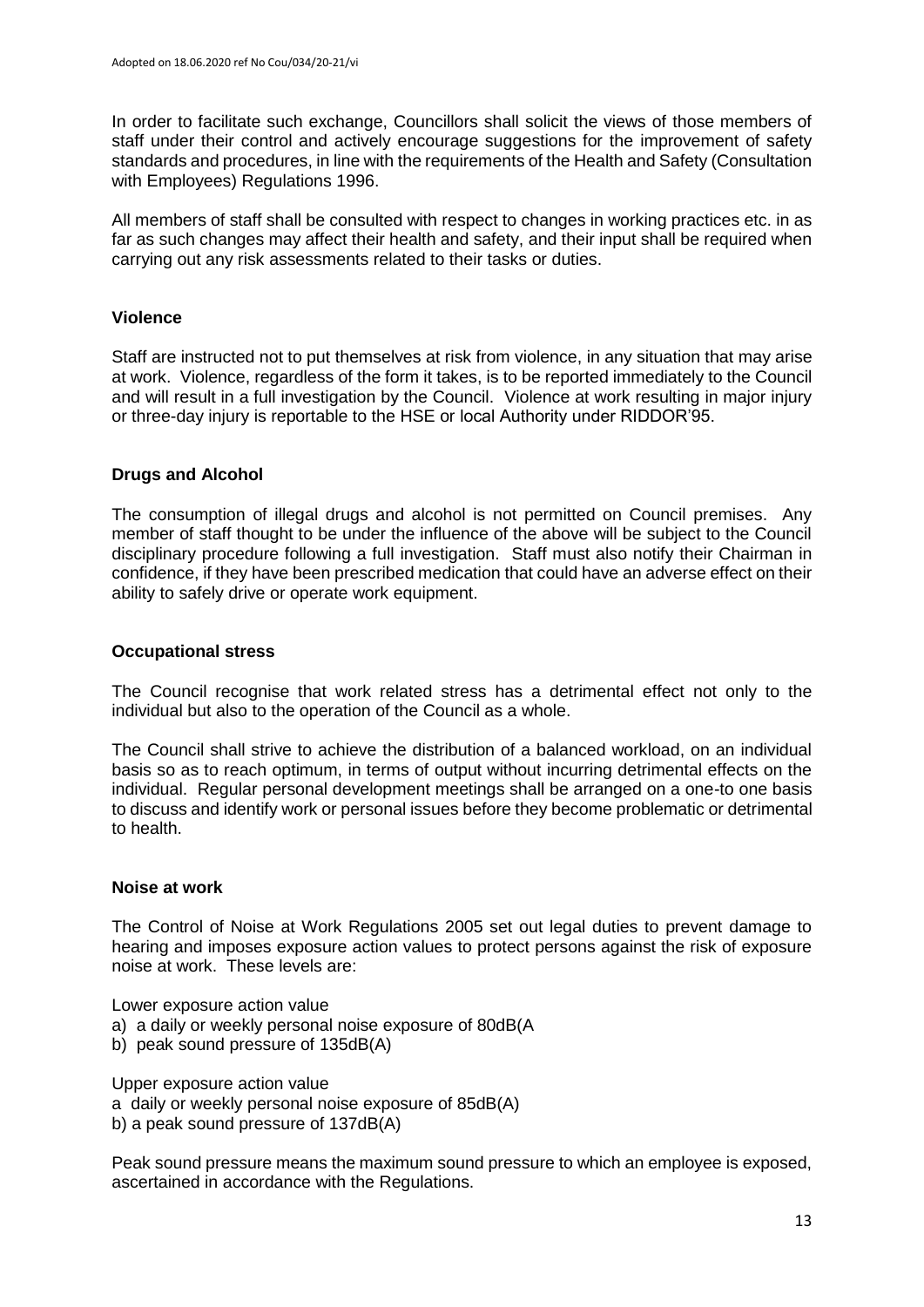In order to facilitate such exchange, Councillors shall solicit the views of those members of staff under their control and actively encourage suggestions for the improvement of safety standards and procedures, in line with the requirements of the Health and Safety (Consultation with Employees) Regulations 1996.

All members of staff shall be consulted with respect to changes in working practices etc. in as far as such changes may affect their health and safety, and their input shall be required when carrying out any risk assessments related to their tasks or duties.

**Violence**

Staff are instructed not to put themselves at risk from violence, in any situation that may arise at work. Violence, regardless of the form it takes, is to be reported immediately to the Council and will result in a full investigation by the Council. Violence at work resulting in major injury or three-day injury is reportable to the HSE or local Authority under RIDDOR'95.

**Drugs and Alcohol**

The consumption of illegal drugs and alcohol is not permitted on Council premises. Any member of staff thought to be under the influence of the above will be subject to the Council disciplinary procedure following a full investigation. Staff must also notify their Chairman in confidence, if they have been prescribed medication that could have an adverse effect on their ability to safely drive or operate work equipment.

**Occupational stress**

The Council recognise that work related stress has a detrimental effect not only to the individual but also to the operation of the Council as a whole.

The Council shall strive to achieve the distribution of a balanced workload, on an individual basis so as to reach optimum, in terms of output without incurring detrimental effects on the individual. Regular personal development meetings shall be arranged on a one-to one basis to discuss and identify work or personal issues before they become problematic or detrimental to health.

**Noise at work**

The Control of Noise at Work Regulations 2005 set out legal duties to prevent damage to hearing and imposes exposure action values to protect persons against the risk of exposure noise at work. These levels are:

Lower exposure action value
a) a daily or weekly personal noise exposure of 80dB(A
b) peak sound pressure of 135dB(A)

Upper exposure action value
a daily or weekly personal noise exposure of 85dB(A)
b) a peak sound pressure of 137dB(A)

Peak sound pressure means the maximum sound pressure to which an employee is exposed, ascertained in accordance with the Regulations.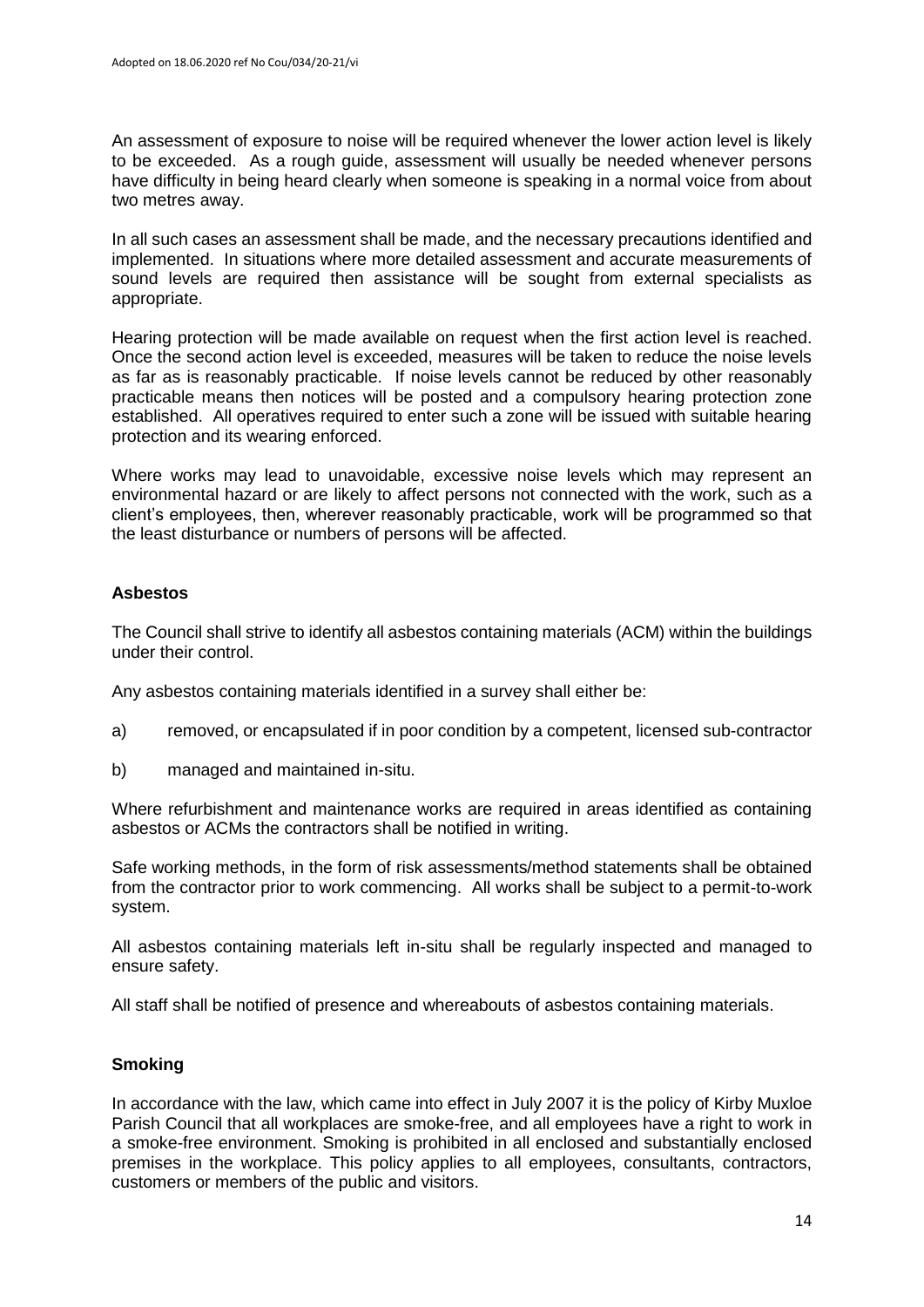An assessment of exposure to noise will be required whenever the lower action level is likely to be exceeded. As a rough guide, assessment will usually be needed whenever persons have difficulty in being heard clearly when someone is speaking in a normal voice from about two metres away.

In all such cases an assessment shall be made, and the necessary precautions identified and implemented. In situations where more detailed assessment and accurate measurements of sound levels are required then assistance will be sought from external specialists as appropriate.

Hearing protection will be made available on request when the first action level is reached. Once the second action level is exceeded, measures will be taken to reduce the noise levels as far as is reasonably practicable. If noise levels cannot be reduced by other reasonably practicable means then notices will be posted and a compulsory hearing protection zone established. All operatives required to enter such a zone will be issued with suitable hearing protection and its wearing enforced.

Where works may lead to unavoidable, excessive noise levels which may represent an environmental hazard or are likely to affect persons not connected with the work, such as a client's employees, then, wherever reasonably practicable, work will be programmed so that the least disturbance or numbers of persons will be affected.

**Asbestos**

The Council shall strive to identify all asbestos containing materials (ACM) within the buildings under their control.

Any asbestos containing materials identified in a survey shall either be:

a) removed, or encapsulated if in poor condition by a competent, licensed sub-contractor

b) managed and maintained in-situ.

Where refurbishment and maintenance works are required in areas identified as containing asbestos or ACMs the contractors shall be notified in writing.

Safe working methods, in the form of risk assessments/method statements shall be obtained from the contractor prior to work commencing. All works shall be subject to a permit-to-work system.

All asbestos containing materials left in-situ shall be regularly inspected and managed to ensure safety.

All staff shall be notified of presence and whereabouts of asbestos containing materials.

**Smoking**

In accordance with the law, which came into effect in July 2007 it is the policy of Kirby Muxloe Parish Council that all workplaces are smoke-free, and all employees have a right to work in a smoke-free environment. Smoking is prohibited in all enclosed and substantially enclosed premises in the workplace. This policy applies to all employees, consultants, contractors, customers or members of the public and visitors.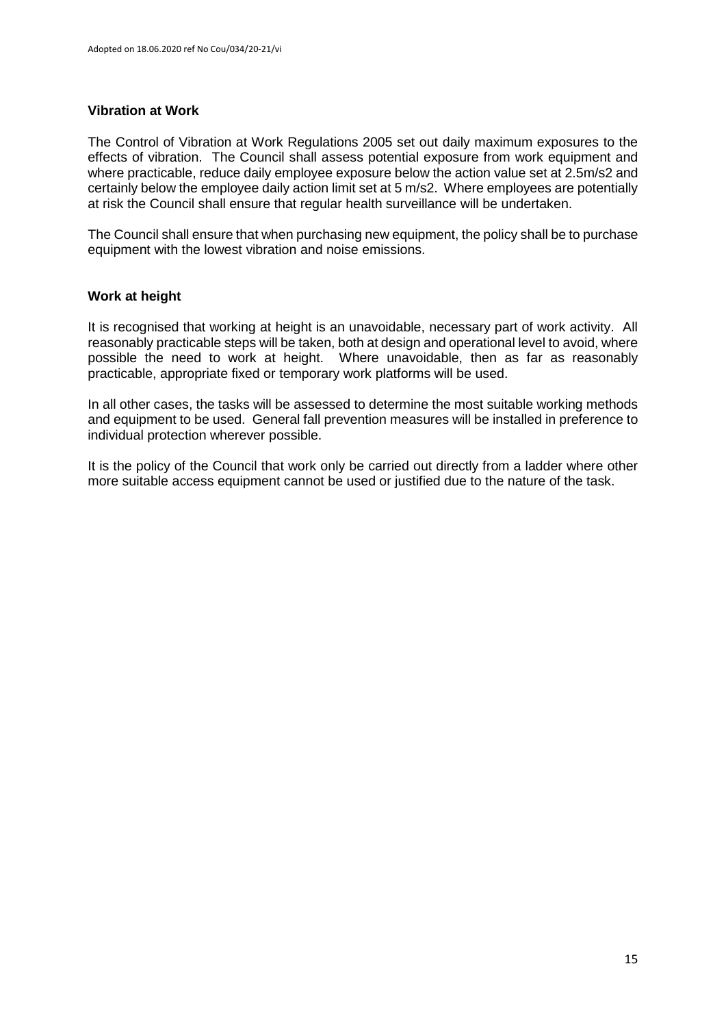### Vibration at Work

The Control of Vibration at Work Regulations 2005 set out daily maximum exposures to the effects of vibration. The Council shall assess potential exposure from work equipment and where practicable, reduce daily employee exposure below the action value set at 2.5m/s2 and certainly below the employee daily action limit set at 5 m/s2. Where employees are potentially at risk the Council shall ensure that regular health surveillance will be undertaken.

The Council shall ensure that when purchasing new equipment, the policy shall be to purchase equipment with the lowest vibration and noise emissions.

### Work at height

It is recognised that working at height is an unavoidable, necessary part of work activity. All reasonably practicable steps will be taken, both at design and operational level to avoid, where possible the need to work at height. Where unavoidable, then as far as reasonably practicable, appropriate fixed or temporary work platforms will be used.

In all other cases, the tasks will be assessed to determine the most suitable working methods and equipment to be used. General fall prevention measures will be installed in preference to individual protection wherever possible.

It is the policy of the Council that work only be carried out directly from a ladder where other more suitable access equipment cannot be used or justified due to the nature of the task.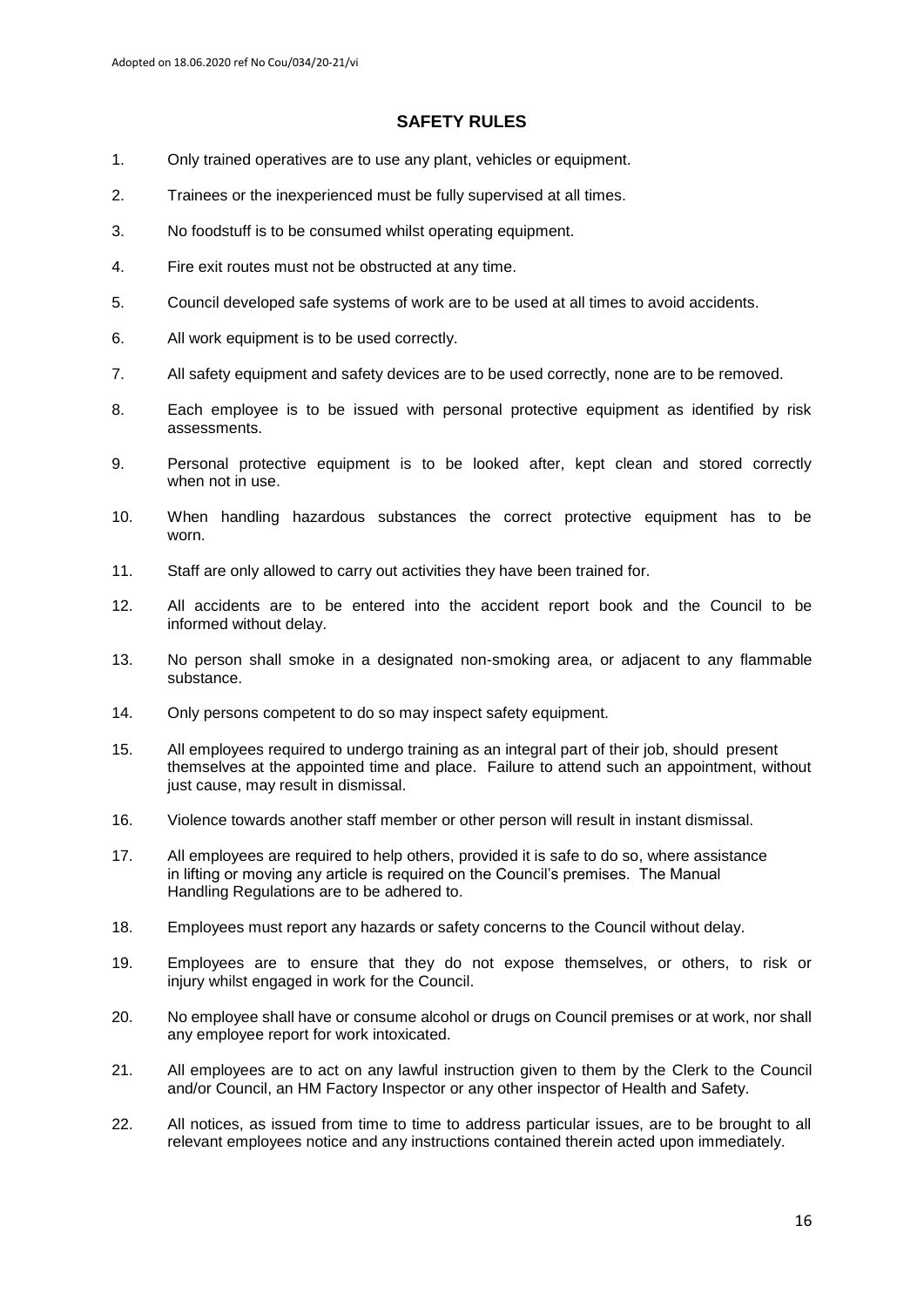Adopted on 18.06.2020 ref No Cou/034/20-21/vi

## SAFETY RULES

1. Only trained operatives are to use any plant, vehicles or equipment.
2. Trainees or the inexperienced must be fully supervised at all times.
3. No foodstuff is to be consumed whilst operating equipment.
4. Fire exit routes must not be obstructed at any time.
5. Council developed safe systems of work are to be used at all times to avoid accidents.
6. All work equipment is to be used correctly.
7. All safety equipment and safety devices are to be used correctly, none are to be removed.
8. Each employee is to be issued with personal protective equipment as identified by risk assessments.
9. Personal protective equipment is to be looked after, kept clean and stored correctly when not in use.
10. When handling hazardous substances the correct protective equipment has to be worn.
11. Staff are only allowed to carry out activities they have been trained for.
12. All accidents are to be entered into the accident report book and the Council to be informed without delay.
13. No person shall smoke in a designated non-smoking area, or adjacent to any flammable substance.
14. Only persons competent to do so may inspect safety equipment.
15. All employees required to undergo training as an integral part of their job, should present themselves at the appointed time and place. Failure to attend such an appointment, without just cause, may result in dismissal.
16. Violence towards another staff member or other person will result in instant dismissal.
17. All employees are required to help others, provided it is safe to do so, where assistance in lifting or moving any article is required on the Council's premises. The Manual Handling Regulations are to be adhered to.
18. Employees must report any hazards or safety concerns to the Council without delay.
19. Employees are to ensure that they do not expose themselves, or others, to risk or injury whilst engaged in work for the Council.
20. No employee shall have or consume alcohol or drugs on Council premises or at work, nor shall any employee report for work intoxicated.
21. All employees are to act on any lawful instruction given to them by the Clerk to the Council and/or Council, an HM Factory Inspector or any other inspector of Health and Safety.
22. All notices, as issued from time to time to address particular issues, are to be brought to all relevant employees notice and any instructions contained therein acted upon immediately.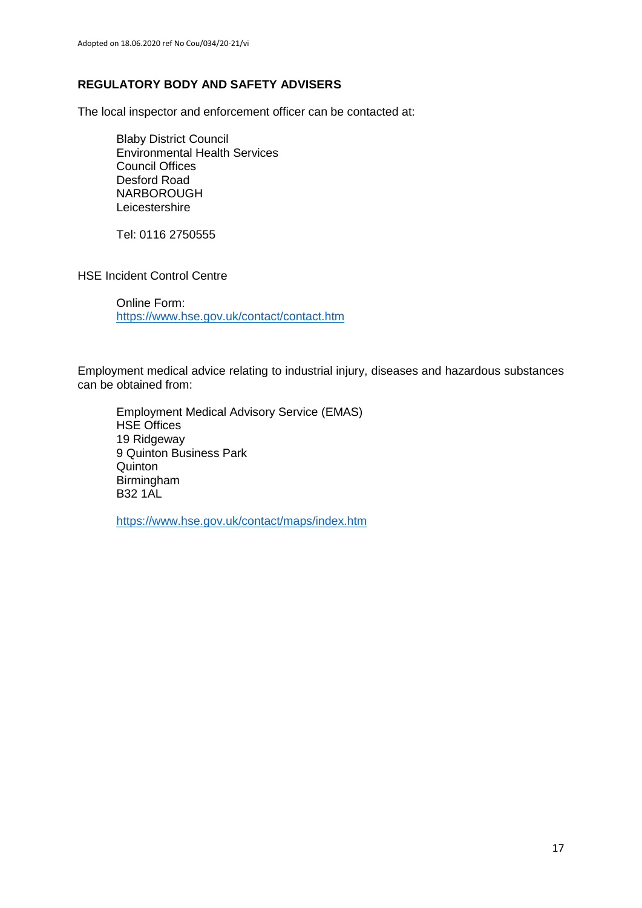Adopted on 18.06.2020 ref No Cou/034/20-21/vi

## REGULATORY BODY AND SAFETY ADVISERS

The local inspector and enforcement officer can be contacted at:

Blaby District Council
Environmental Health Services
Council Offices
Desford Road
NARBOROUGH
Leicestershire

Tel: 0116 2750555

HSE Incident Control Centre

Online Form:
https://www.hse.gov.uk/contact/contact.htm

Employment medical advice relating to industrial injury, diseases and hazardous substances can be obtained from:

Employment Medical Advisory Service (EMAS)
HSE Offices
19 Ridgeway
9 Quinton Business Park
Quinton
Birmingham
B32 1AL

https://www.hse.gov.uk/contact/maps/index.htm